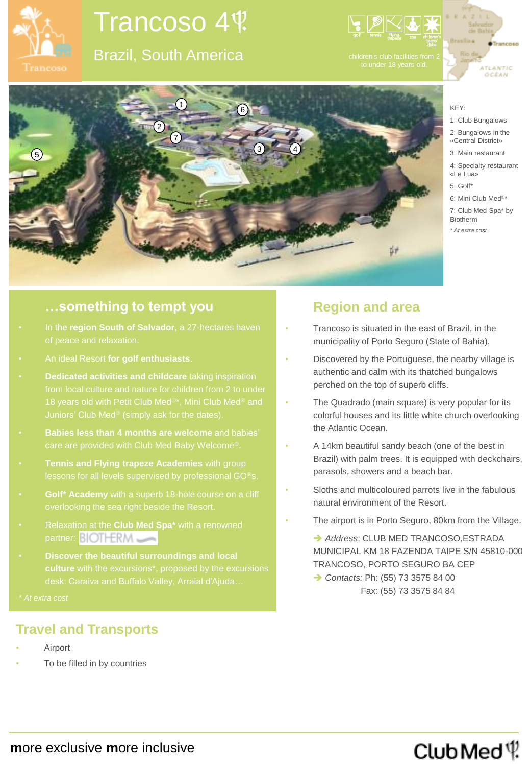# Trancoso 4

## Brazil, South America

children's club facilities from 2 to under 18 years old.

KEY:

1: Club Bungalows
2: Bungalows in the «Central District»
3: Main restaurant
4: Specialty restaurant «Le Lua»
5: Golf*
6: Mini Club Med®*
7: Club Med Spa* by Biotherm

*\* At extra cost*

## …something to tempt you

- In the **region South of Salvador**, a 27-hectares haven of peace and relaxation.
- An ideal Resort **for golf enthusiasts**.
- **Dedicated activities and childcare** taking inspiration from local culture and nature for children from 2 to under 18 years old with Petit Club Med®*, Mini Club Med® and Juniors' Club Med® (simply ask for the dates).
- **Babies less than 4 months are welcome** and babies' care are provided with Club Med Baby Welcome®.
- **Tennis and Flying trapeze Academies** with group lessons for all levels supervised by professional GO®s.
- **Golf* Academy** with a superb 18-hole course on a cliff overlooking the sea right beside the Resort.
- Relaxation at the **Club Med Spa*** with a renowned partner: BIOTHERM
- **Discover the beautiful surroundings and local culture** with the excursions*, proposed by the excursions desk: Caraiva and Buffalo Valley, Arraial d'Ajuda…

*\* At extra cost*

## Region and area

- Trancoso is situated in the east of Brazil, in the municipality of Porto Seguro (State of Bahia).
- Discovered by the Portuguese, the nearby village is authentic and calm with its thatched bungalows perched on the top of superb cliffs.
- The Quadrado (main square) is very popular for its colorful houses and its little white church overlooking the Atlantic Ocean.
- A 14km beautiful sandy beach (one of the best in Brazil) with palm trees. It is equipped with deckchairs, parasols, showers and a beach bar.
- Sloths and multicoloured parrots live in the fabulous natural environment of the Resort.
- The airport is in Porto Seguro, 80km from the Village.

➔ *Address*: CLUB MED TRANCOSO,ESTRADA MUNICIPAL KM 18 FAZENDA TAIPE S/N 45810-000 TRANCOSO, PORTO SEGURO BA CEP

➔ *Contacts:* Ph: (55) 73 3575 84 00
Fax: (55) 73 3575 84 84

## Travel and Transports

- Airport
- To be filled in by countries

**m**ore exclusive **m**ore inclusive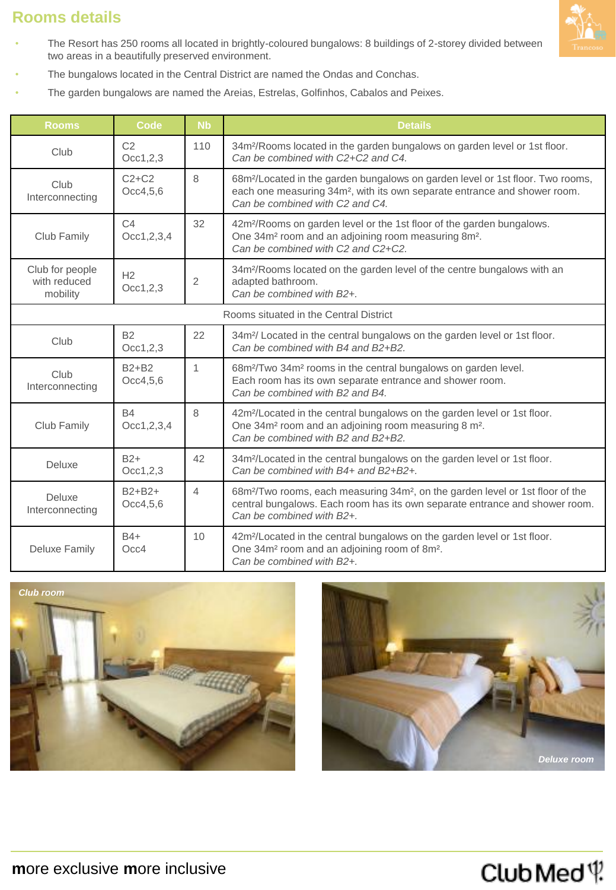## Rooms details

- The Resort has 250 rooms all located in brightly-coloured bungalows: 8 buildings of 2-storey divided between two areas in a beautifully preserved environment.
- The bungalows located in the Central District are named the Ondas and Conchas.
- The garden bungalows are named the Areias, Estrelas, Golfinhos, Cabalos and Peixes.

| Rooms | Code | Nb | Details |
|---|---|---|---|
| Club | C2 Occ1,2,3 | 110 | 34m²/Rooms located in the garden bungalows on garden level or 1st floor. *Can be combined with C2+C2 and C4.* |
| Club Interconnecting | C2+C2 Occ4,5,6 | 8 | 68m²/Located in the garden bungalows on garden level or 1st floor. Two rooms, each one measuring 34m², with its own separate entrance and shower room. *Can be combined with C2 and C4.* |
| Club Family | C4 Occ1,2,3,4 | 32 | 42m²/Rooms on garden level or the 1st floor of the garden bungalows. One 34m² room and an adjoining room measuring 8m². *Can be combined with C2 and C2+C2.* |
| Club for people with reduced mobility | H2 Occ1,2,3 | 2 | 34m²/Rooms located on the garden level of the centre bungalows with an adapted bathroom. *Can be combined with B2+.* |
| | | | Rooms situated in the Central District |
| Club | B2 Occ1,2,3 | 22 | 34m²/ Located in the central bungalows on the garden level or 1st floor. *Can be combined with B4 and B2+B2.* |
| Club Interconnecting | B2+B2 Occ4,5,6 | 1 | 68m²/Two 34m² rooms in the central bungalows on garden level. Each room has its own separate entrance and shower room. *Can be combined with B2 and B4.* |
| Club Family | B4 Occ1,2,3,4 | 8 | 42m²/Located in the central bungalows on the garden level or 1st floor. One 34m² room and an adjoining room measuring 8 m². *Can be combined with B2 and B2+B2.* |
| Deluxe | B2+ Occ1,2,3 | 42 | 34m²/Located in the central bungalows on the garden level or 1st floor. *Can be combined with B4+ and B2+B2+.* |
| Deluxe Interconnecting | B2+B2+ Occ4,5,6 | 4 | 68m²/Two rooms, each measuring 34m², on the garden level or 1st floor of the central bungalows. Each room has its own separate entrance and shower room. *Can be combined with B2+.* |
| Deluxe Family | B4+ Occ4 | 10 | 42m²/Located in the central bungalows on the garden level or 1st floor. One 34m² room and an adjoining room of 8m². *Can be combined with B2+.* |

*Club room*

*Deluxe room*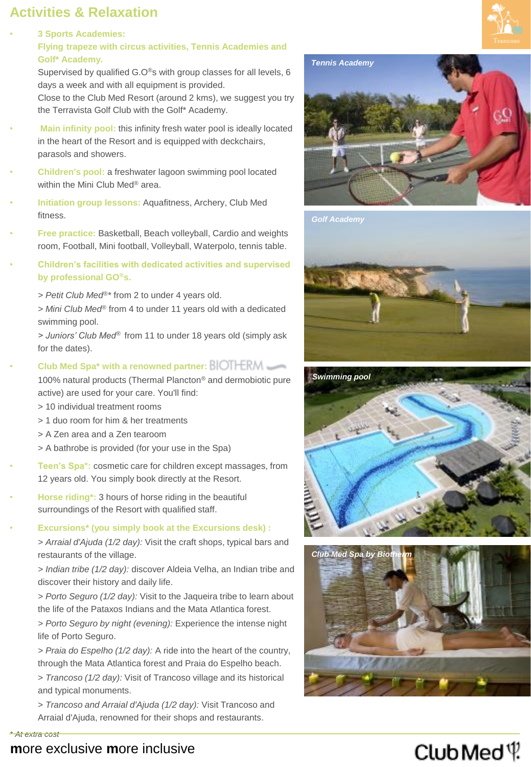## Activities & Relaxation

- **3 Sports Academies:**
  **Flying trapeze with circus activities, Tennis Academies and Golf* Academy.**
  Supervised by qualified G.O®s with group classes for all levels, 6 days a week and with all equipment is provided.
  Close to the Club Med Resort (around 2 kms), we suggest you try the Terravista Golf Club with the Golf* Academy.
- **Main infinity pool:** this infinity fresh water pool is ideally located in the heart of the Resort and is equipped with deckchairs, parasols and showers.
- **Children's pool:** a freshwater lagoon swimming pool located within the Mini Club Med® area.
- **Initiation group lessons:** Aquafitness, Archery, Club Med fitness.
- **Free practice:** Basketball, Beach volleyball, Cardio and weights room, Football, Mini football, Volleyball, Waterpolo, tennis table.
- **Children's facilities with dedicated activities and supervised by professional GO®s.**
  > *Petit Club Med®** from 2 to under 4 years old.
  > *Mini Club Med®* from 4 to under 11 years old with a dedicated swimming pool.
  > *Juniors' Club Med®* from 11 to under 18 years old (simply ask for the dates).
- **Club Med Spa* with a renowned partner:** BIOTHERM
  100% natural products (Thermal Plancton® and dermobiotic pure active) are used for your care. You'll find:
  > 10 individual treatment rooms
  > 1 duo room for him & her treatments
  > A Zen area and a Zen tearoom
  > A bathrobe is provided (for your use in the Spa)
- **Teen's Spa*:** cosmetic care for children except massages, from 12 years old. You simply book directly at the Resort.
- **Horse riding*:** 3 hours of horse riding in the beautiful surroundings of the Resort with qualified staff.
- **Excursions* (you simply book at the Excursions desk) :**
  > *Arraial d'Ajuda (1/2 day):* Visit the craft shops, typical bars and restaurants of the village.
  > *Indian tribe (1/2 day):* discover Aldeia Velha, an Indian tribe and discover their history and daily life.
  > *Porto Seguro (1/2 day):* Visit to the Jaqueira tribe to learn about the life of the Pataxos Indians and the Mata Atlantica forest.
  > *Porto Seguro by night (evening):* Experience the intense night life of Porto Seguro.
  > *Praia do Espelho (1/2 day):* A ride into the heart of the country, through the Mata Atlantica forest and Praia do Espelho beach.
  > *Trancoso (1/2 day):* Visit of Trancoso village and its historical and typical monuments.
  > *Trancoso and Arraial d'Ajuda (1/2 day):* Visit Trancoso and Arraial d'Ajuda, renowned for their shops and restaurants.

*Tennis Academy*

*Golf Academy*

*Swimming pool*

*Club Med Spa by Biotherm*

\* At extra cost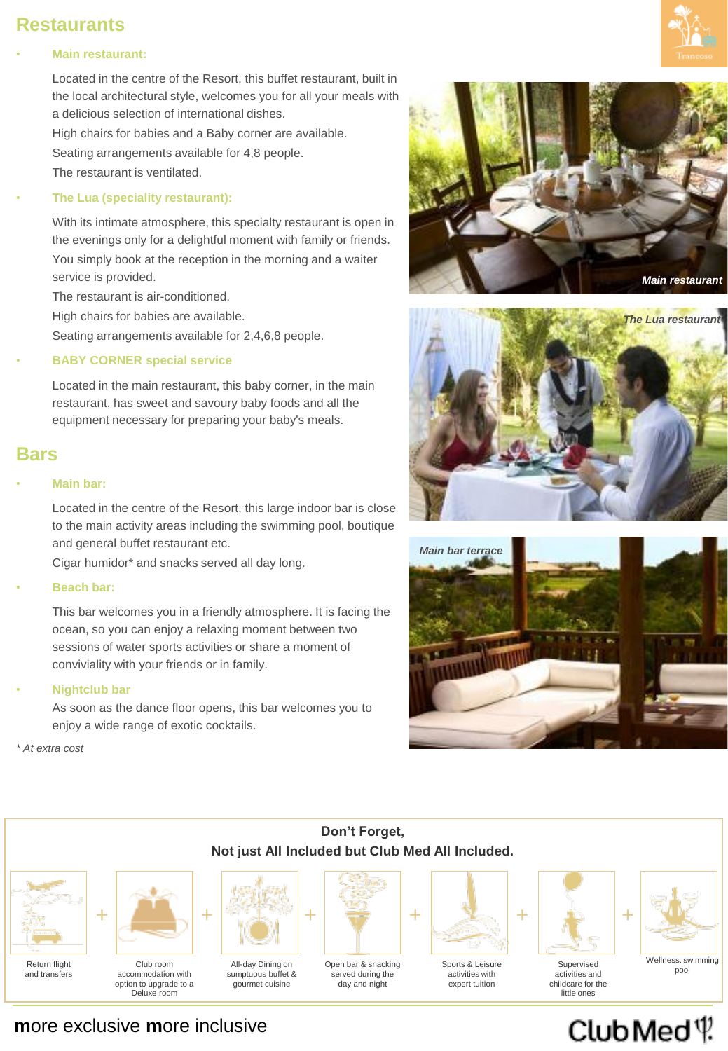# Restaurants

- **Main restaurant:**

  Located in the centre of the Resort, this buffet restaurant, built in the local architectural style, welcomes you for all your meals with a delicious selection of international dishes.

  High chairs for babies and a Baby corner are available.

  Seating arrangements available for 4,8 people.

  The restaurant is ventilated.

- **The Lua (speciality restaurant):**

  With its intimate atmosphere, this specialty restaurant is open in the evenings only for a delightful moment with family or friends.

  You simply book at the reception in the morning and a waiter service is provided.

  The restaurant is air-conditioned.

  High chairs for babies are available.

  Seating arrangements available for 2,4,6,8 people.

- **BABY CORNER special service**

  Located in the main restaurant, this baby corner, in the main restaurant, has sweet and savoury baby foods and all the equipment necessary for preparing your baby's meals.

*Main restaurant*

*The Lua restaurant*

# Bars

- **Main bar:**

  Located in the centre of the Resort, this large indoor bar is close to the main activity areas including the swimming pool, boutique and general buffet restaurant etc.

  Cigar humidor* and snacks served all day long.

- **Beach bar:**

  This bar welcomes you in a friendly atmosphere. It is facing the ocean, so you can enjoy a relaxing moment between two sessions of water sports activities or share a moment of conviviality with your friends or in family.

- **Nightclub bar**

  As soon as the dance floor opens, this bar welcomes you to enjoy a wide range of exotic cocktails.

*Main bar terrace*

*\* At extra cost*

**Don't Forget,**
**Not just All Included but Club Med All Included.**

Return flight and transfers + Club room accommodation with option to upgrade to a Deluxe room + All-day Dining on sumptuous buffet & gourmet cuisine + Open bar & snacking served during the day and night + Sports & Leisure activities with expert tuition + Supervised activities and childcare for the little ones + Wellness: swimming pool

**m**ore exclusive **m**ore inclusive

Club Med